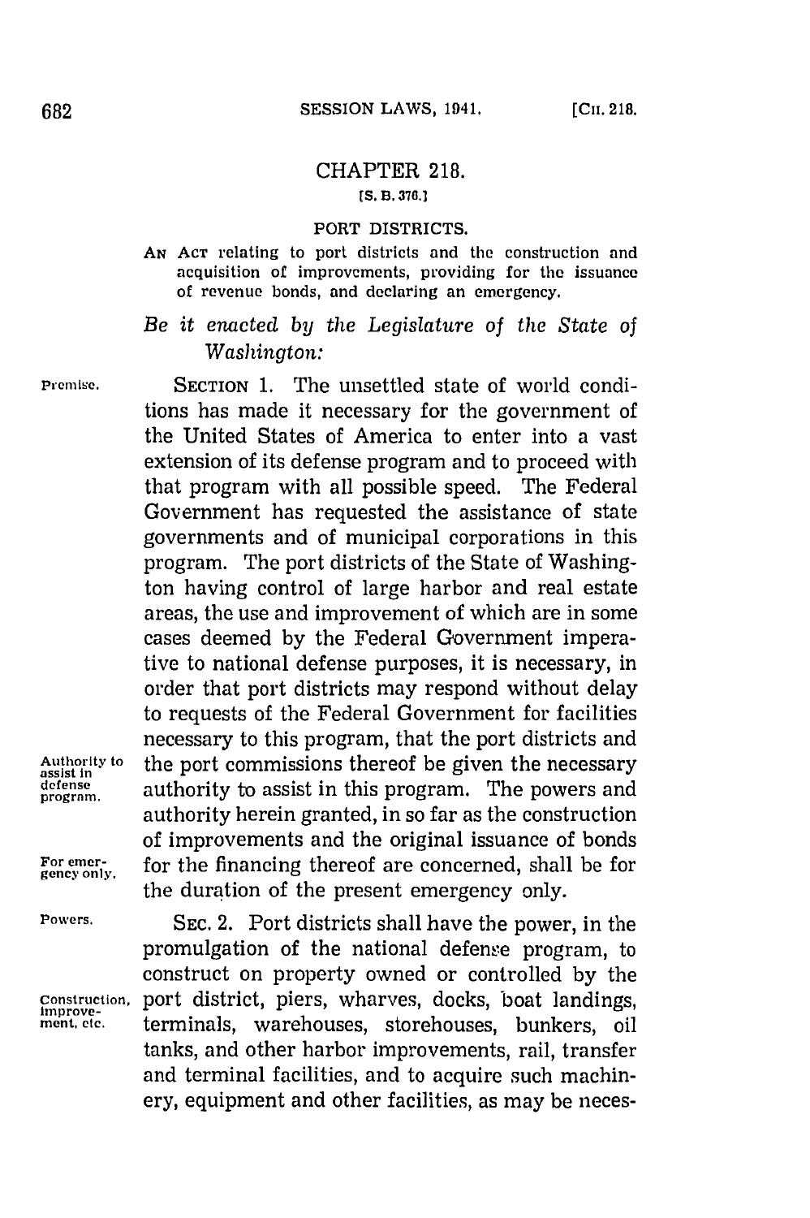# CHAPTER 218.

[S. B. 376.]

## PORT DISTRICTS.

AN ACT relating to port districts and the construction and acquisition of improvements, providing for the issuance of revenue bonds, and declaring an emergency.

*Be it enacted by the Legislature of the State of Washington:*

Premise.

SECTION 1. The unsettled state of world conditions has made it necessary for the government of the United States of America to enter into a vast extension of its defense program and to proceed with that program with all possible speed. The Federal Government has requested the assistance of state governments and of municipal corporations in this program. The port districts of the State of Washington having control of large harbor and real estate areas, the use and improvement of which are in some cases deemed by the Federal Government imperative to national defense purposes, it is necessary, in order that port districts may respond without delay to requests of the Federal Government for facilities necessary to this program, that the port districts and the port commissions thereof be given the necessary authority to assist in this program. The powers and authority herein granted, in so far as the construction of improvements and the original issuance of bonds for the financing thereof are concerned, shall be for the duration of the present emergency only.

Authority to assist in defense program.

For emergency only.

Powers.

SEC. 2. Port districts shall have the power, in the promulgation of the national defense program, to construct on property owned or controlled by the port district, piers, wharves, docks, boat landings, terminals, warehouses, storehouses, bunkers, oil tanks, and other harbor improvements, rail, transfer and terminal facilities, and to acquire such machinery, equipment and other facilities, as may be neces-

Construction, improvement, etc.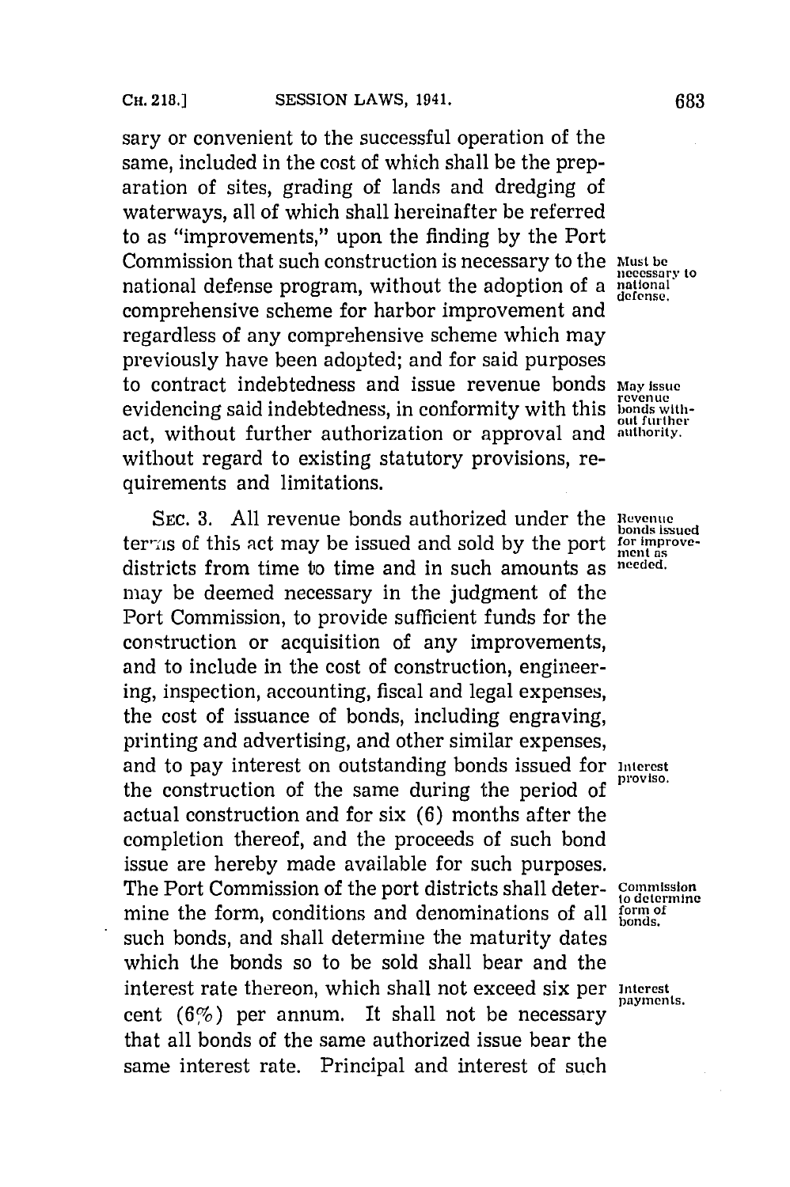sary or convenient to the successful operation of the same, included in the cost of which shall be the preparation of sites, grading of lands and dredging of waterways, all of which shall hereinafter be referred to as "improvements," upon the finding by the Port Commission that such construction is necessary to the national defense program, without the adoption of a comprehensive scheme for harbor improvement and regardless of any comprehensive scheme which may previously have been adopted; and for said purposes to contract indebtedness and issue revenue bonds evidencing said indebtedness, in conformity with this act, without further authorization or approval and without regard to existing statutory provisions, requirements and limitations.

Must be necessary to national defense.

May issue revenue bonds without further authority.

SEC. 3. All revenue bonds authorized under the terms of this act may be issued and sold by the port districts from time to time and in such amounts as may be deemed necessary in the judgment of the Port Commission, to provide sufficient funds for the construction or acquisition of any improvements, and to include in the cost of construction, engineering, inspection, accounting, fiscal and legal expenses, the cost of issuance of bonds, including engraving, printing and advertising, and other similar expenses, and to pay interest on outstanding bonds issued for the construction of the same during the period of actual construction and for six (6) months after the completion thereof, and the proceeds of such bond issue are hereby made available for such purposes. The Port Commission of the port districts shall determine the form, conditions and denominations of all such bonds, and shall determine the maturity dates which the bonds so to be sold shall bear and the interest rate thereon, which shall not exceed six per cent (6%) per annum. It shall not be necessary that all bonds of the same authorized issue bear the same interest rate. Principal and interest of such

Revenue bonds issued for improvement as needed.

Interest proviso.

Commission to determine form of bonds.

Interest payments.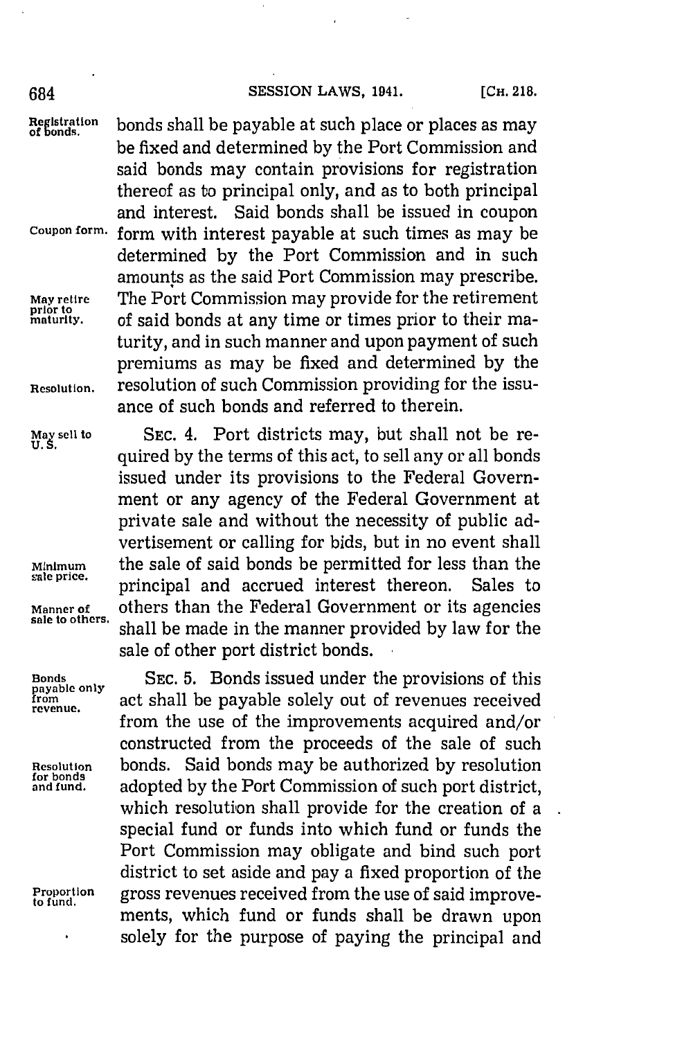bonds shall be payable at such place or places as may be fixed and determined by the Port Commission and said bonds may contain provisions for registration thereof as to principal only, and as to both principal and interest. Said bonds shall be issued in coupon form with interest payable at such times as may be determined by the Port Commission and in such amounts as the said Port Commission may prescribe. The Port Commission may provide for the retirement of said bonds at any time or times prior to their maturity, and in such manner and upon payment of such premiums as may be fixed and determined by the resolution of such Commission providing for the issuance of such bonds and referred to therein.

SEC. 4. Port districts may, but shall not be required by the terms of this act, to sell any or all bonds issued under its provisions to the Federal Government or any agency of the Federal Government at private sale and without the necessity of public advertisement or calling for bids, but in no event shall the sale of said bonds be permitted for less than the principal and accrued interest thereon. Sales to others than the Federal Government or its agencies shall be made in the manner provided by law for the sale of other port district bonds.

SEC. 5. Bonds issued under the provisions of this act shall be payable solely out of revenues received from the use of the improvements acquired and/or constructed from the proceeds of the sale of such bonds. Said bonds may be authorized by resolution adopted by the Port Commission of such port district, which resolution shall provide for the creation of a special fund or funds into which fund or funds the Port Commission may obligate and bind such port district to set aside and pay a fixed proportion of the gross revenues received from the use of said improvements, which fund or funds shall be drawn upon solely for the purpose of paying the principal and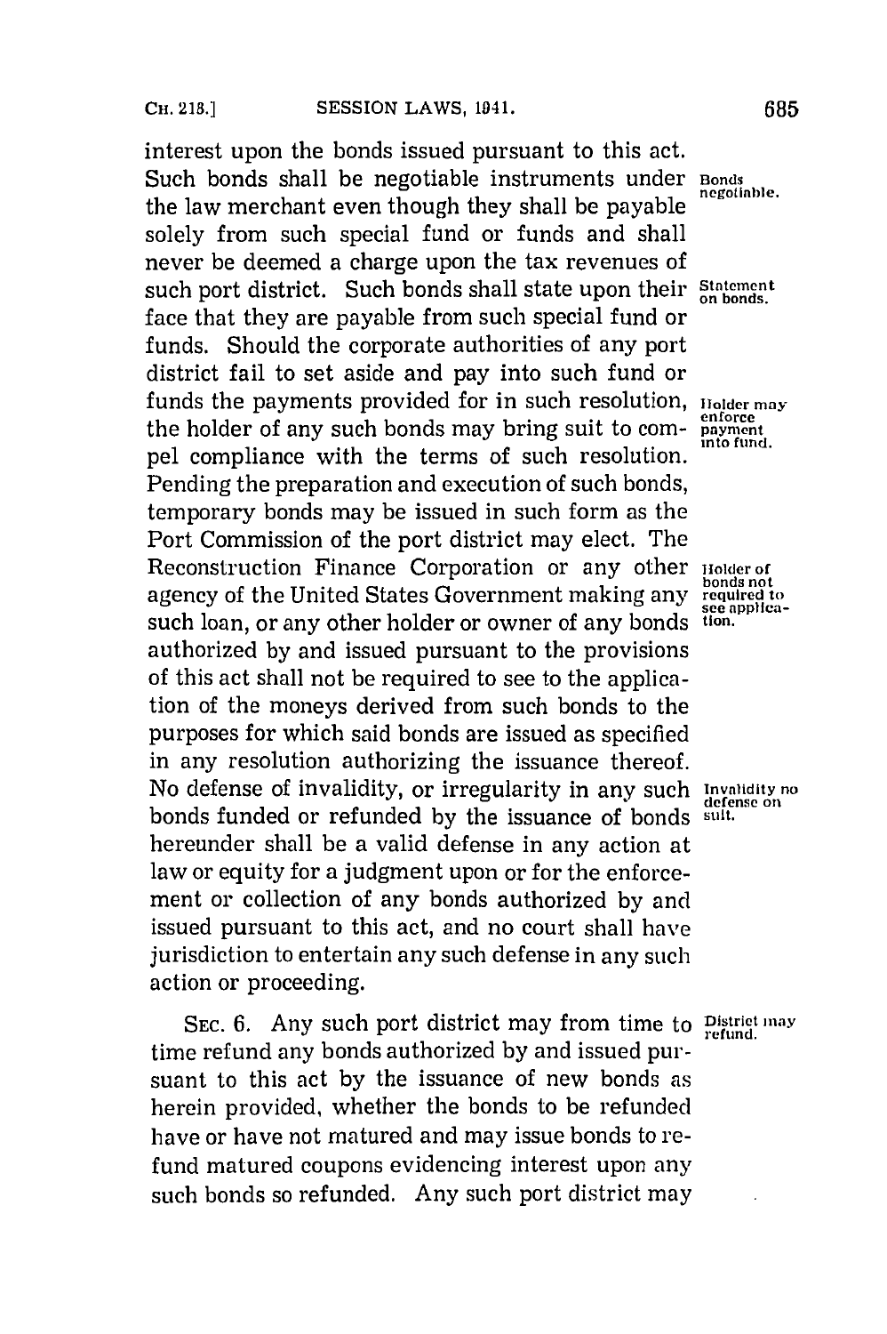interest upon the bonds issued pursuant to this act. Such bonds shall be negotiable instruments under the law merchant even though they shall be payable solely from such special fund or funds and shall never be deemed a charge upon the tax revenues of such port district. Such bonds shall state upon their face that they are payable from such special fund or funds. Should the corporate authorities of any port district fail to set aside and pay into such fund or funds the payments provided for in such resolution, the holder of any such bonds may bring suit to compel compliance with the terms of such resolution. Pending the preparation and execution of such bonds, temporary bonds may be issued in such form as the Port Commission of the port district may elect. The Reconstruction Finance Corporation or any other agency of the United States Government making any such loan, or any other holder or owner of any bonds authorized by and issued pursuant to the provisions of this act shall not be required to see to the application of the moneys derived from such bonds to the purposes for which said bonds are issued as specified in any resolution authorizing the issuance thereof. No defense of invalidity, or irregularity in any such bonds funded or refunded by the issuance of bonds hereunder shall be a valid defense in any action at law or equity for a judgment upon or for the enforcement or collection of any bonds authorized by and issued pursuant to this act, and no court shall have jurisdiction to entertain any such defense in any such action or proceeding.

*Bonds negotiable.*

*Statement on bonds.*

*Holder may enforce payment into fund.*

*Holder of bonds not required to see application.*

*Invalidity no defense on suit.*

SEC. 6. Any such port district may from time to time refund any bonds authorized by and issued pursuant to this act by the issuance of new bonds as herein provided, whether the bonds to be refunded have or have not matured and may issue bonds to refund matured coupons evidencing interest upon any such bonds so refunded. Any such port district may

*District may refund.*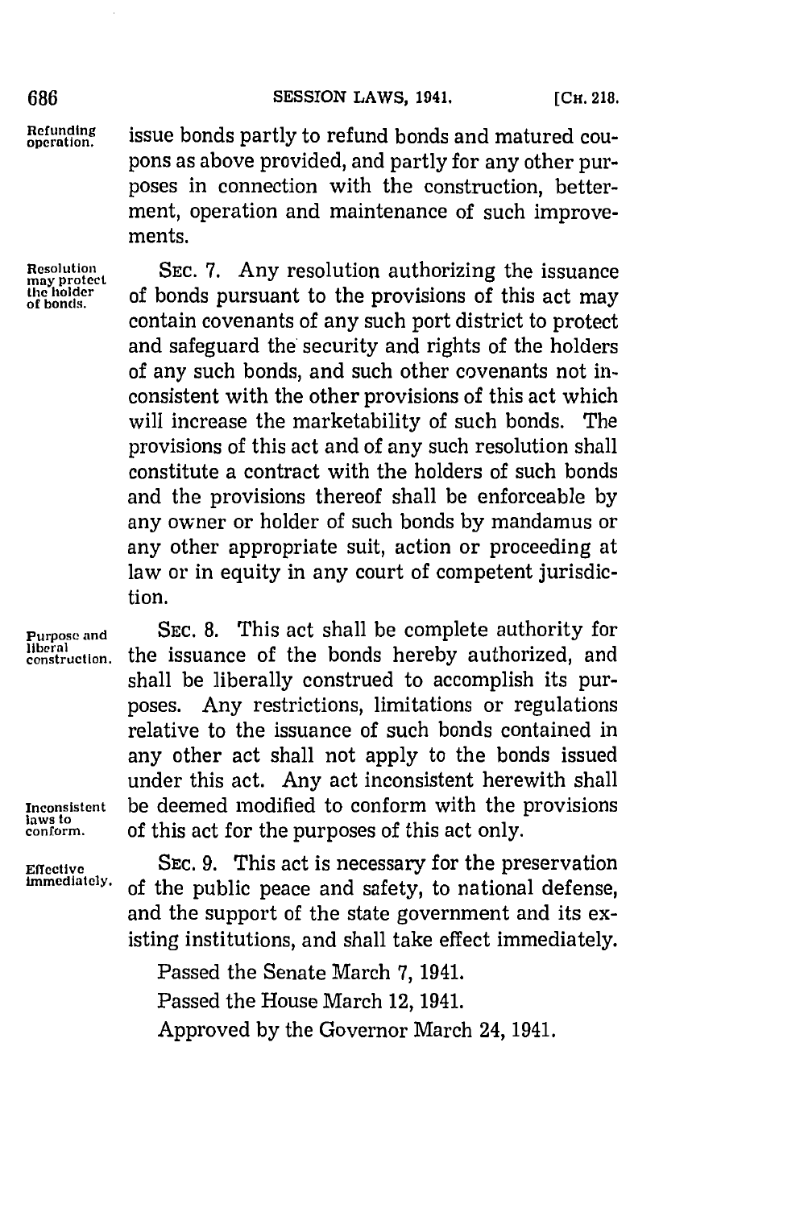**Refunding operation.** issue bonds partly to refund bonds and matured coupons as above provided, and partly for any other purposes in connection with the construction, betterment, operation and maintenance of such improvements.

**Resolution may protect the holder of bonds.** SEC. 7. Any resolution authorizing the issuance of bonds pursuant to the provisions of this act may contain covenants of any such port district to protect and safeguard the security and rights of the holders of any such bonds, and such other covenants not inconsistent with the other provisions of this act which will increase the marketability of such bonds. The provisions of this act and of any such resolution shall constitute a contract with the holders of such bonds and the provisions thereof shall be enforceable by any owner or holder of such bonds by mandamus or any other appropriate suit, action or proceeding at law or in equity in any court of competent jurisdiction.

**Purpose and liberal construction.** SEC. 8. This act shall be complete authority for the issuance of the bonds hereby authorized, and shall be liberally construed to accomplish its purposes. Any restrictions, limitations or regulations relative to the issuance of such bonds contained in any other act shall not apply to the bonds issued under this act. Any act inconsistent herewith shall be deemed modified to conform with the provisions of this act for the purposes of this act only.

**Inconsistent laws to conform.**

**Effective immediately.** SEC. 9. This act is necessary for the preservation of the public peace and safety, to national defense, and the support of the state government and its existing institutions, and shall take effect immediately.

Passed the Senate March 7, 1941.

Passed the House March 12, 1941.

Approved by the Governor March 24, 1941.